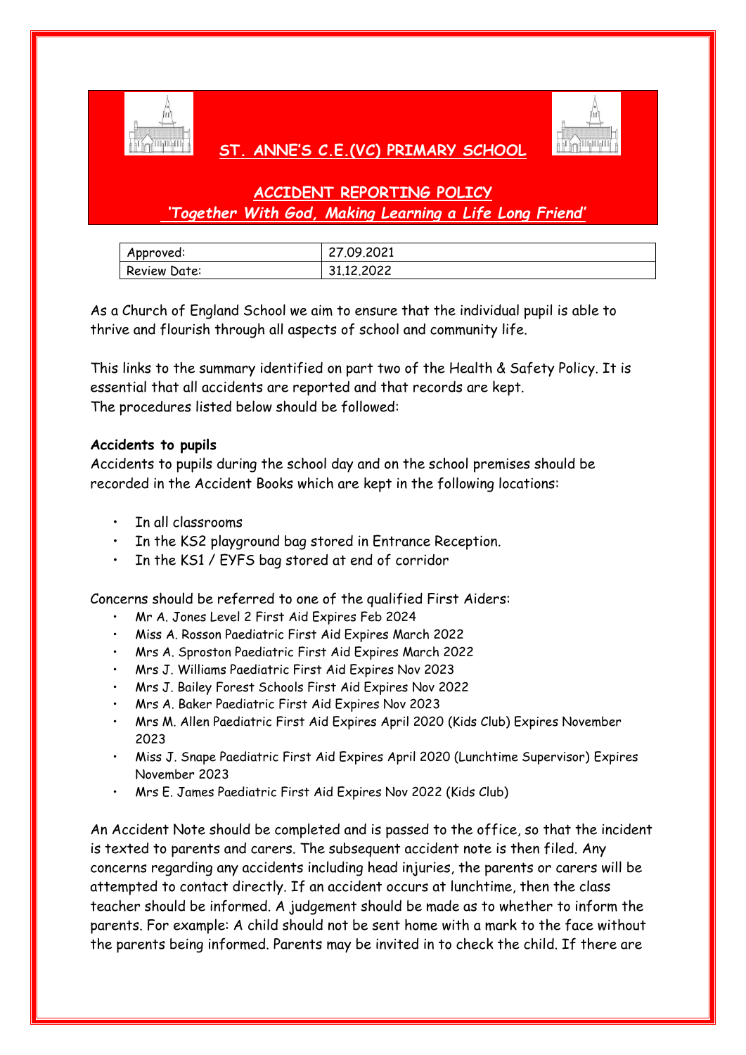# ST. ANNE'S C.E.(VC) PRIMARY SCHOOL

## ACCIDENT REPORTING POLICY

***'Together With God, Making Learning a Life Long Friend'***

| Approved: | 27.09.2021 |
|---|---|
| Review Date: | 31.12.2022 |

As a Church of England School we aim to ensure that the individual pupil is able to thrive and flourish through all aspects of school and community life.

This links to the summary identified on part two of the Health & Safety Policy. It is essential that all accidents are reported and that records are kept.
The procedures listed below should be followed:

**Accidents to pupils**

Accidents to pupils during the school day and on the school premises should be recorded in the Accident Books which are kept in the following locations:

- In all classrooms
- In the KS2 playground bag stored in Entrance Reception.
- In the KS1 / EYFS bag stored at end of corridor

Concerns should be referred to one of the qualified First Aiders:

- Mr A. Jones Level 2 First Aid Expires Feb 2024
- Miss A. Rosson Paediatric First Aid Expires March 2022
- Mrs A. Sproston Paediatric First Aid Expires March 2022
- Mrs J. Williams Paediatric First Aid Expires Nov 2023
- Mrs J. Bailey Forest Schools First Aid Expires Nov 2022
- Mrs A. Baker Paediatric First Aid Expires Nov 2023
- Mrs M. Allen Paediatric First Aid Expires April 2020 (Kids Club) Expires November 2023
- Miss J. Snape Paediatric First Aid Expires April 2020 (Lunchtime Supervisor) Expires November 2023
- Mrs E. James Paediatric First Aid Expires Nov 2022 (Kids Club)

An Accident Note should be completed and is passed to the office, so that the incident is texted to parents and carers. The subsequent accident note is then filed. Any concerns regarding any accidents including head injuries, the parents or carers will be attempted to contact directly. If an accident occurs at lunchtime, then the class teacher should be informed. A judgement should be made as to whether to inform the parents. For example: A child should not be sent home with a mark to the face without the parents being informed. Parents may be invited in to check the child. If there are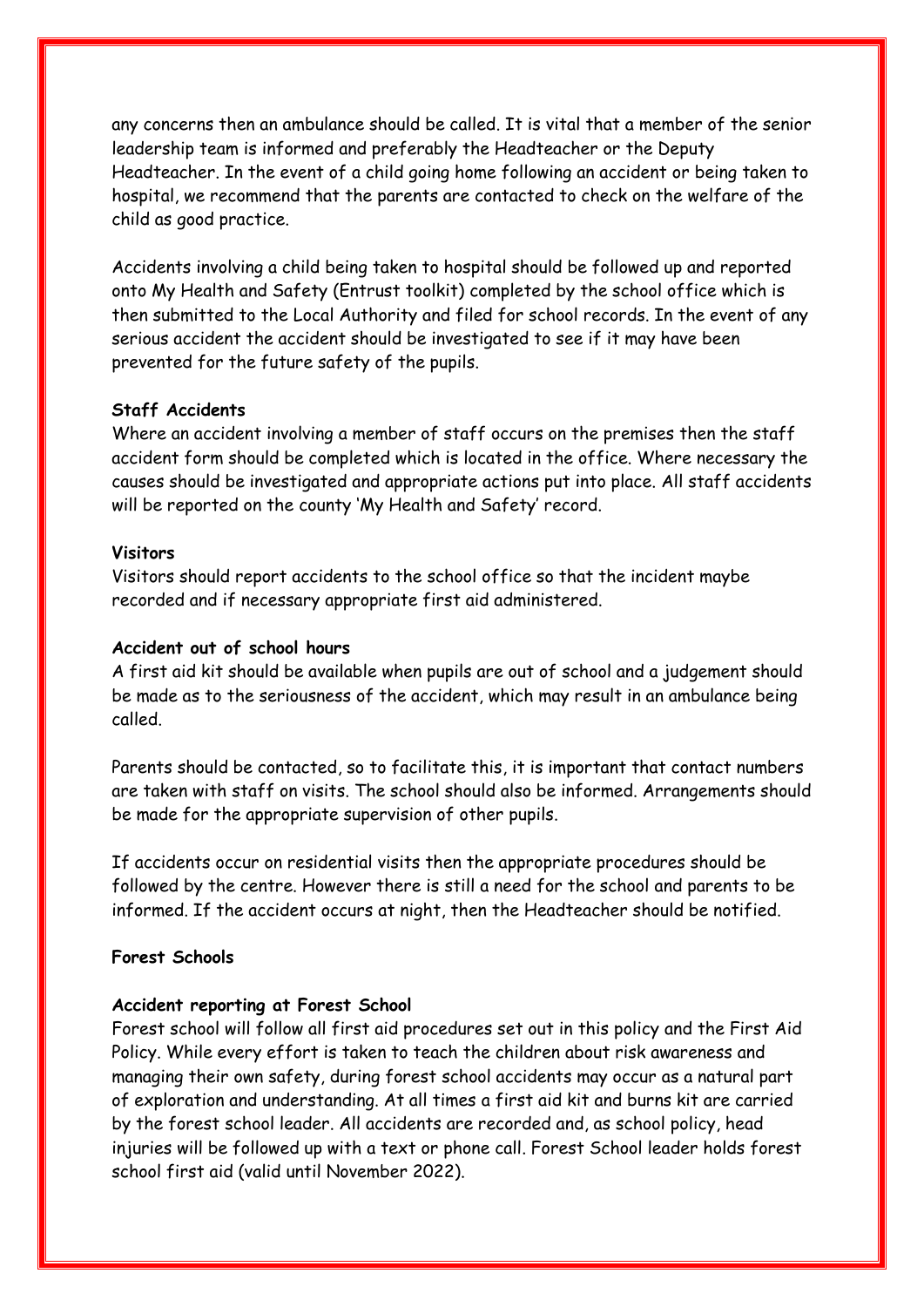any concerns then an ambulance should be called. It is vital that a member of the senior leadership team is informed and preferably the Headteacher or the Deputy Headteacher. In the event of a child going home following an accident or being taken to hospital, we recommend that the parents are contacted to check on the welfare of the child as good practice.

Accidents involving a child being taken to hospital should be followed up and reported onto My Health and Safety (Entrust toolkit) completed by the school office which is then submitted to the Local Authority and filed for school records. In the event of any serious accident the accident should be investigated to see if it may have been prevented for the future safety of the pupils.

**Staff Accidents**

Where an accident involving a member of staff occurs on the premises then the staff accident form should be completed which is located in the office. Where necessary the causes should be investigated and appropriate actions put into place. All staff accidents will be reported on the county 'My Health and Safety' record.

**Visitors**

Visitors should report accidents to the school office so that the incident maybe recorded and if necessary appropriate first aid administered.

**Accident out of school hours**

A first aid kit should be available when pupils are out of school and a judgement should be made as to the seriousness of the accident, which may result in an ambulance being called.

Parents should be contacted, so to facilitate this, it is important that contact numbers are taken with staff on visits. The school should also be informed. Arrangements should be made for the appropriate supervision of other pupils.

If accidents occur on residential visits then the appropriate procedures should be followed by the centre. However there is still a need for the school and parents to be informed. If the accident occurs at night, then the Headteacher should be notified.

**Forest Schools**

**Accident reporting at Forest School**

Forest school will follow all first aid procedures set out in this policy and the First Aid Policy. While every effort is taken to teach the children about risk awareness and managing their own safety, during forest school accidents may occur as a natural part of exploration and understanding. At all times a first aid kit and burns kit are carried by the forest school leader. All accidents are recorded and, as school policy, head injuries will be followed up with a text or phone call. Forest School leader holds forest school first aid (valid until November 2022).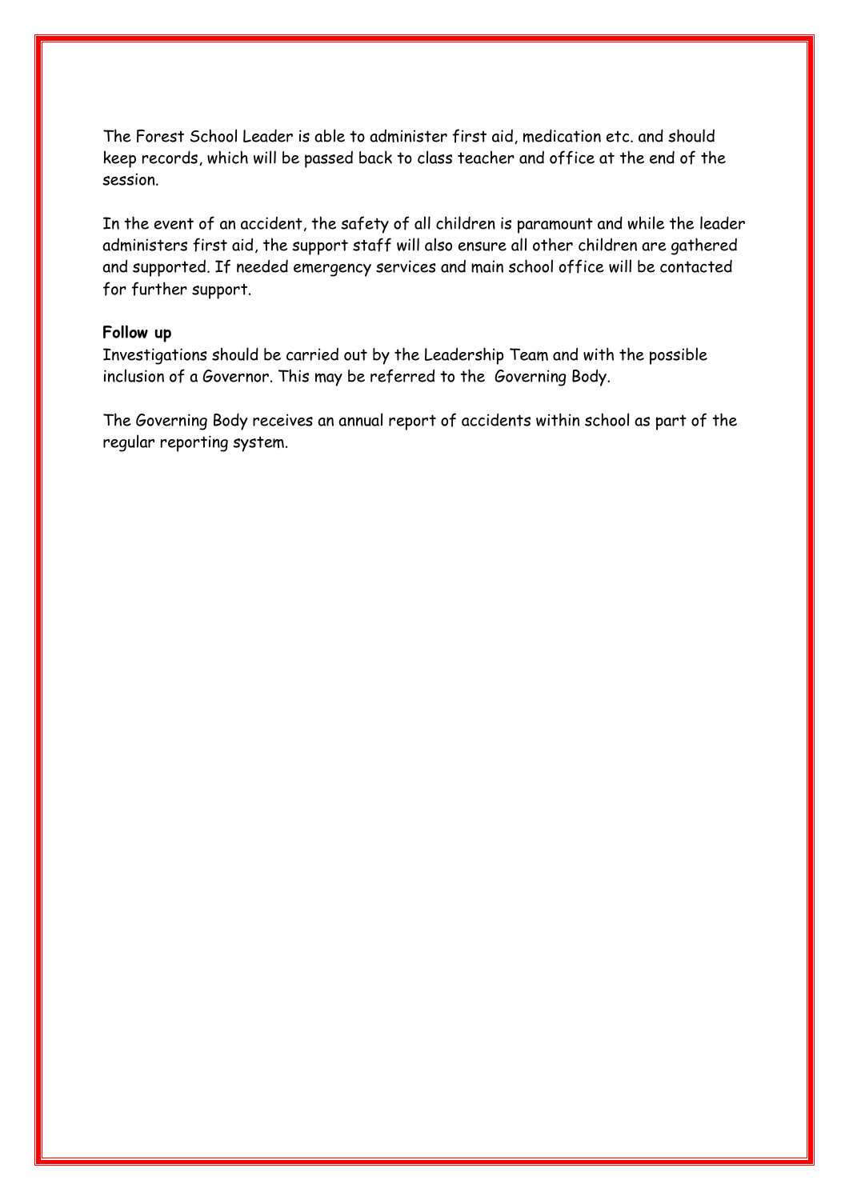The Forest School Leader is able to administer first aid, medication etc. and should keep records, which will be passed back to class teacher and office at the end of the session.

In the event of an accident, the safety of all children is paramount and while the leader administers first aid, the support staff will also ensure all other children are gathered and supported. If needed emergency services and main school office will be contacted for further support.

**Follow up**

Investigations should be carried out by the Leadership Team and with the possible inclusion of a Governor. This may be referred to the Governing Body.

The Governing Body receives an annual report of accidents within school as part of the regular reporting system.